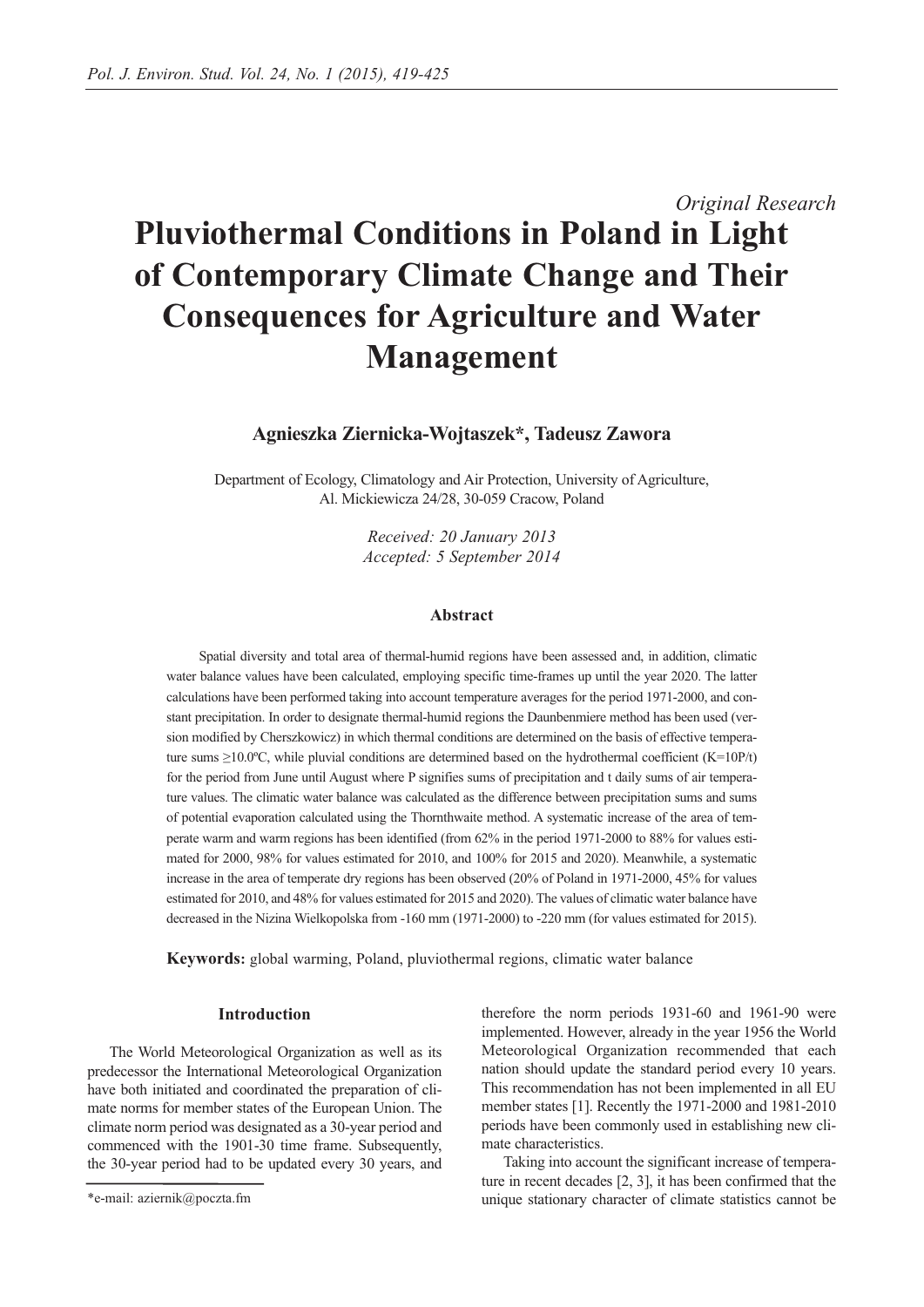*Original Research*

# Pluviothermal Conditions in Poland in Light of Contemporary Climate Change and Their Consequences for Agriculture and Water Management

**Agnieszka Ziernicka-Wojtaszek*, Tadeusz Zawora**

Department of Ecology, Climatology and Air Protection, University of Agriculture, Al. Mickiewicza 24/28, 30-059 Cracow, Poland

*Received: 20 January 2013*
*Accepted: 5 September 2014*

## Abstract

Spatial diversity and total area of thermal-humid regions have been assessed and, in addition, climatic water balance values have been calculated, employing specific time-frames up until the year 2020. The latter calculations have been performed taking into account temperature averages for the period 1971-2000, and constant precipitation. In order to designate thermal-humid regions the Daunbenmiere method has been used (version modified by Cherszkowicz) in which thermal conditions are determined on the basis of effective temperature sums ≥10.0ºC, while pluvial conditions are determined based on the hydrothermal coefficient ($K=10P/t$) for the period from June until August where P signifies sums of precipitation and t daily sums of air temperature values. The climatic water balance was calculated as the difference between precipitation sums and sums of potential evaporation calculated using the Thornthwaite method. A systematic increase of the area of temperate warm and warm regions has been identified (from 62% in the period 1971-2000 to 88% for values estimated for 2000, 98% for values estimated for 2010, and 100% for 2015 and 2020). Meanwhile, a systematic increase in the area of temperate dry regions has been observed (20% of Poland in 1971-2000, 45% for values estimated for 2010, and 48% for values estimated for 2015 and 2020). The values of climatic water balance have decreased in the Nizina Wielkopolska from -160 mm (1971-2000) to -220 mm (for values estimated for 2015).

**Keywords:** global warming, Poland, pluviothermal regions, climatic water balance

## Introduction

The World Meteorological Organization as well as its predecessor the International Meteorological Organization have both initiated and coordinated the preparation of climate norms for member states of the European Union. The climate norm period was designated as a 30-year period and commenced with the 1901-30 time frame. Subsequently, the 30-year period had to be updated every 30 years, and therefore the norm periods 1931-60 and 1961-90 were implemented. However, already in the year 1956 the World Meteorological Organization recommended that each nation should update the standard period every 10 years. This recommendation has not been implemented in all EU member states [1]. Recently the 1971-2000 and 1981-2010 periods have been commonly used in establishing new climate characteristics.

Taking into account the significant increase of temperature in recent decades [2, 3], it has been confirmed that the unique stationary character of climate statistics cannot be

*e-mail: aziernik@poczta.fm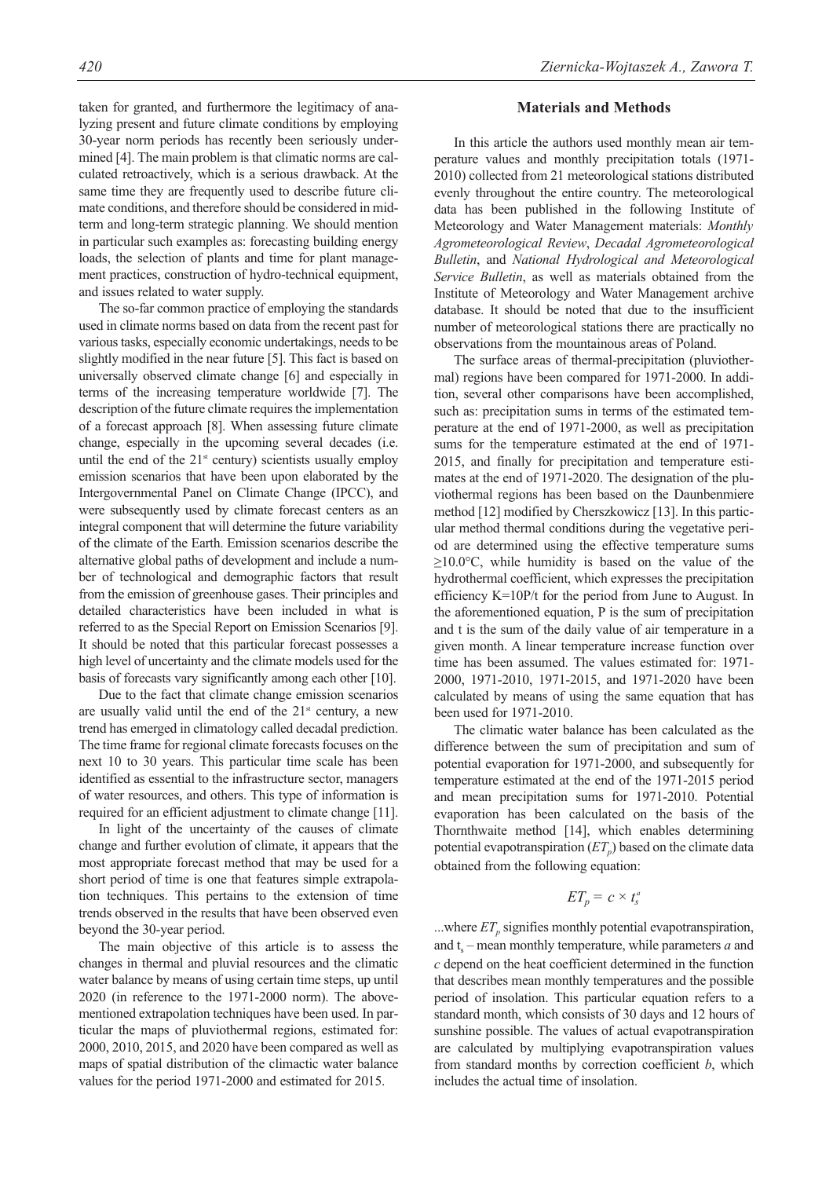taken for granted, and furthermore the legitimacy of analyzing present and future climate conditions by employing 30-year norm periods has recently been seriously undermined [4]. The main problem is that climatic norms are calculated retroactively, which is a serious drawback. At the same time they are frequently used to describe future climate conditions, and therefore should be considered in mid-term and long-term strategic planning. We should mention in particular such examples as: forecasting building energy loads, the selection of plants and time for plant management practices, construction of hydro-technical equipment, and issues related to water supply.

The so-far common practice of employing the standards used in climate norms based on data from the recent past for various tasks, especially economic undertakings, needs to be slightly modified in the near future [5]. This fact is based on universally observed climate change [6] and especially in terms of the increasing temperature worldwide [7]. The description of the future climate requires the implementation of a forecast approach [8]. When assessing future climate change, especially in the upcoming several decades (i.e. until the end of the 21st century) scientists usually employ emission scenarios that have been upon elaborated by the Intergovernmental Panel on Climate Change (IPCC), and were subsequently used by climate forecast centers as an integral component that will determine the future variability of the climate of the Earth. Emission scenarios describe the alternative global paths of development and include a number of technological and demographic factors that result from the emission of greenhouse gases. Their principles and detailed characteristics have been included in what is referred to as the Special Report on Emission Scenarios [9]. It should be noted that this particular forecast possesses a high level of uncertainty and the climate models used for the basis of forecasts vary significantly among each other [10].

Due to the fact that climate change emission scenarios are usually valid until the end of the 21st century, a new trend has emerged in climatology called decadal prediction. The time frame for regional climate forecasts focuses on the next 10 to 30 years. This particular time scale has been identified as essential to the infrastructure sector, managers of water resources, and others. This type of information is required for an efficient adjustment to climate change [11].

In light of the uncertainty of the causes of climate change and further evolution of climate, it appears that the most appropriate forecast method that may be used for a short period of time is one that features simple extrapolation techniques. This pertains to the extension of time trends observed in the results that have been observed even beyond the 30-year period.

The main objective of this article is to assess the changes in thermal and pluvial resources and the climatic water balance by means of using certain time steps, up until 2020 (in reference to the 1971-2000 norm). The above-mentioned extrapolation techniques have been used. In particular the maps of pluviothermal regions, estimated for: 2000, 2010, 2015, and 2020 have been compared as well as maps of spatial distribution of the climactic water balance values for the period 1971-2000 and estimated for 2015.

## Materials and Methods

In this article the authors used monthly mean air temperature values and monthly precipitation totals (1971-2010) collected from 21 meteorological stations distributed evenly throughout the entire country. The meteorological data has been published in the following Institute of Meteorology and Water Management materials: *Monthly Agrometeorological Review*, *Decadal Agrometeorological Bulletin*, and *National Hydrological and Meteorological Service Bulletin*, as well as materials obtained from the Institute of Meteorology and Water Management archive database. It should be noted that due to the insufficient number of meteorological stations there are practically no observations from the mountainous areas of Poland.

The surface areas of thermal-precipitation (pluviothermal) regions have been compared for 1971-2000. In addition, several other comparisons have been accomplished, such as: precipitation sums in terms of the estimated temperature at the end of 1971-2000, as well as precipitation sums for the temperature estimated at the end of 1971-2015, and finally for precipitation and temperature estimates at the end of 1971-2020. The designation of the pluviothermal regions has been based on the Daunbenmiere method [12] modified by Cherszkowicz [13]. In this particular method thermal conditions during the vegetative period are determined using the effective temperature sums ≥10.0°C, while humidity is based on the value of the hydrothermal coefficient, which expresses the precipitation efficiency K=10P/t for the period from June to August. In the aforementioned equation, P is the sum of precipitation and t is the sum of the daily value of air temperature in a given month. A linear temperature increase function over time has been assumed. The values estimated for: 1971-2000, 1971-2010, 1971-2015, and 1971-2020 have been calculated by means of using the same equation that has been used for 1971-2010.

The climatic water balance has been calculated as the difference between the sum of precipitation and sum of potential evaporation for 1971-2000, and subsequently for temperature estimated at the end of the 1971-2015 period and mean precipitation sums for 1971-2010. Potential evaporation has been calculated on the basis of the Thornthwaite method [14], which enables determining potential evapotranspiration ($ET_p$) based on the climate data obtained from the following equation:

$$ET_p = c \times t_s^a$$

...where $ET_p$ signifies monthly potential evapotranspiration, and $t_s$ – mean monthly temperature, while parameters $a$ and $c$ depend on the heat coefficient determined in the function that describes mean monthly temperatures and the possible period of insolation. This particular equation refers to a standard month, which consists of 30 days and 12 hours of sunshine possible. The values of actual evapotranspiration are calculated by multiplying evapotranspiration values from standard months by correction coefficient $b$, which includes the actual time of insolation.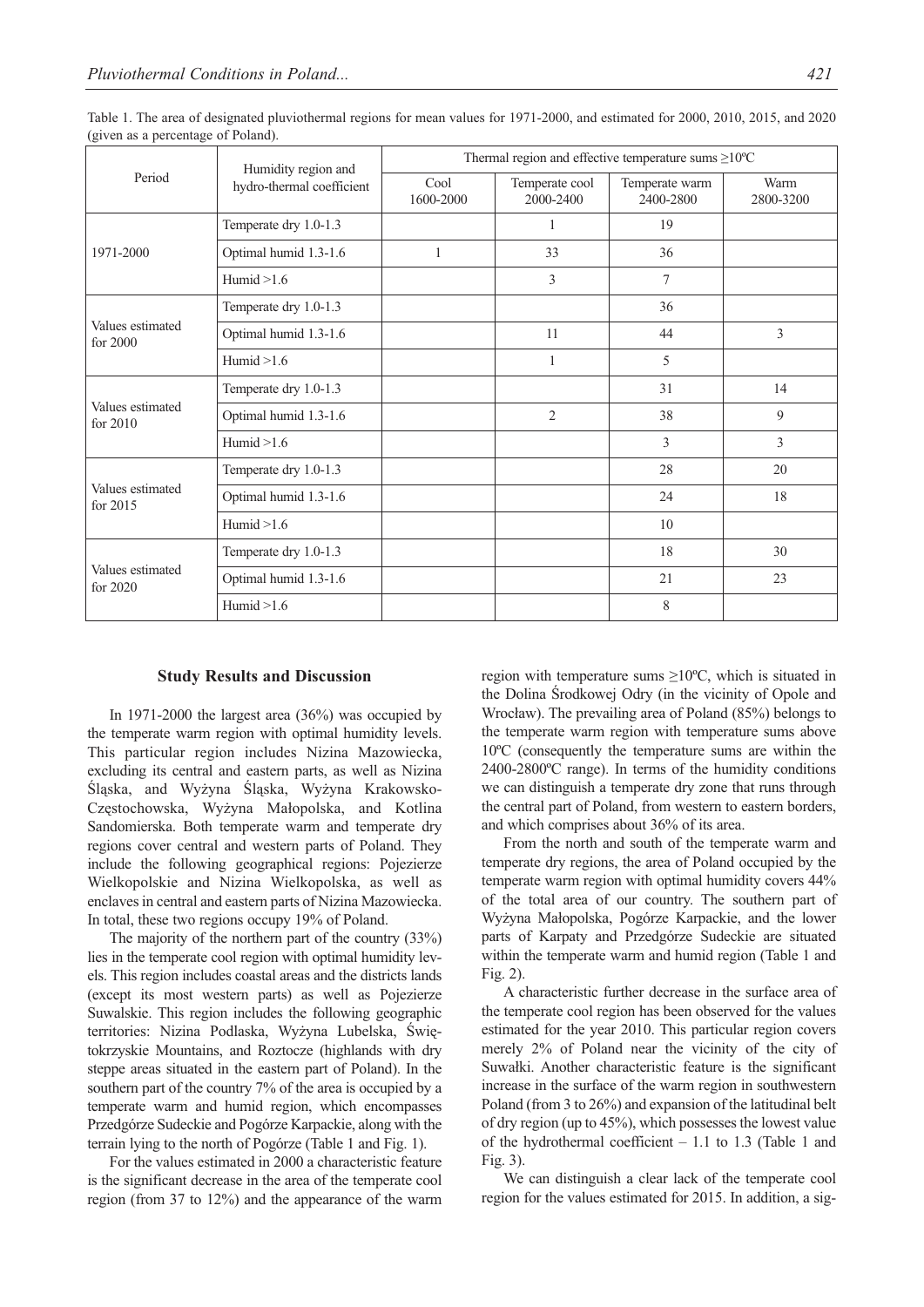Table 1. The area of designated pluviothermal regions for mean values for 1971-2000, and estimated for 2000, 2010, 2015, and 2020 (given as a percentage of Poland).

| Period | Humidity region and hydro-thermal coefficient | Thermal region and effective temperature sums ≥10ºC | | | |
|---|---|---|---|---|---|
| | | Cool 1600-2000 | Temperate cool 2000-2400 | Temperate warm 2400-2800 | Warm 2800-3200 |
| 1971-2000 | Temperate dry 1.0-1.3 | | 1 | 19 | |
| | Optimal humid 1.3-1.6 | 1 | 33 | 36 | |
| | Humid >1.6 | | 3 | 7 | |
| Values estimated for 2000 | Temperate dry 1.0-1.3 | | | 36 | |
| | Optimal humid 1.3-1.6 | | 11 | 44 | 3 |
| | Humid >1.6 | | 1 | 5 | |
| Values estimated for 2010 | Temperate dry 1.0-1.3 | | | 31 | 14 |
| | Optimal humid 1.3-1.6 | | 2 | 38 | 9 |
| | Humid >1.6 | | | 3 | 3 |
| Values estimated for 2015 | Temperate dry 1.0-1.3 | | | 28 | 20 |
| | Optimal humid 1.3-1.6 | | | 24 | 18 |
| | Humid >1.6 | | | 10 | |
| Values estimated for 2020 | Temperate dry 1.0-1.3 | | | 18 | 30 |
| | Optimal humid 1.3-1.6 | | | 21 | 23 |
| | Humid >1.6 | | | 8 | |

## Study Results and Discussion

In 1971-2000 the largest area (36%) was occupied by the temperate warm region with optimal humidity levels. This particular region includes Nizina Mazowiecka, excluding its central and eastern parts, as well as Nizina Śląska, and Wyżyna Śląska, Wyżyna Krakowsko-Częstochowska, Wyżyna Małopolska, and Kotlina Sandomierska. Both temperate warm and temperate dry regions cover central and western parts of Poland. They include the following geographical regions: Pojezierze Wielkopolskie and Nizina Wielkopolska, as well as enclaves in central and eastern parts of Nizina Mazowiecka. In total, these two regions occupy 19% of Poland.

The majority of the northern part of the country (33%) lies in the temperate cool region with optimal humidity levels. This region includes coastal areas and the districts lands (except its most western parts) as well as Pojezierze Suwalskie. This region includes the following geographic territories: Nizina Podlaska, Wyżyna Lubelska, Świętokrzyskie Mountains, and Roztocze (highlands with dry steppe areas situated in the eastern part of Poland). In the southern part of the country 7% of the area is occupied by a temperate warm and humid region, which encompasses Przedgórze Sudeckie and Pogórze Karpackie, along with the terrain lying to the north of Pogórze (Table 1 and Fig. 1).

For the values estimated in 2000 a characteristic feature is the significant decrease in the area of the temperate cool region (from 37 to 12%) and the appearance of the warm region with temperature sums ≥10ºC, which is situated in the Dolina Środkowej Odry (in the vicinity of Opole and Wrocław). The prevailing area of Poland (85%) belongs to the temperate warm region with temperature sums above 10ºC (consequently the temperature sums are within the 2400-2800ºC range). In terms of the humidity conditions we can distinguish a temperate dry zone that runs through the central part of Poland, from western to eastern borders, and which comprises about 36% of its area.

From the north and south of the temperate warm and temperate dry regions, the area of Poland occupied by the temperate warm region with optimal humidity covers 44% of the total area of our country. The southern part of Wyżyna Małopolska, Pogórze Karpackie, and the lower parts of Karpaty and Przedgórze Sudeckie are situated within the temperate warm and humid region (Table 1 and Fig. 2).

A characteristic further decrease in the surface area of the temperate cool region has been observed for the values estimated for the year 2010. This particular region covers merely 2% of Poland near the vicinity of the city of Suwałki. Another characteristic feature is the significant increase in the surface of the warm region in southwestern Poland (from 3 to 26%) and expansion of the latitudinal belt of dry region (up to 45%), which possesses the lowest value of the hydrothermal coefficient – 1.1 to 1.3 (Table 1 and Fig. 3).

We can distinguish a clear lack of the temperate cool region for the values estimated for 2015. In addition, a sig-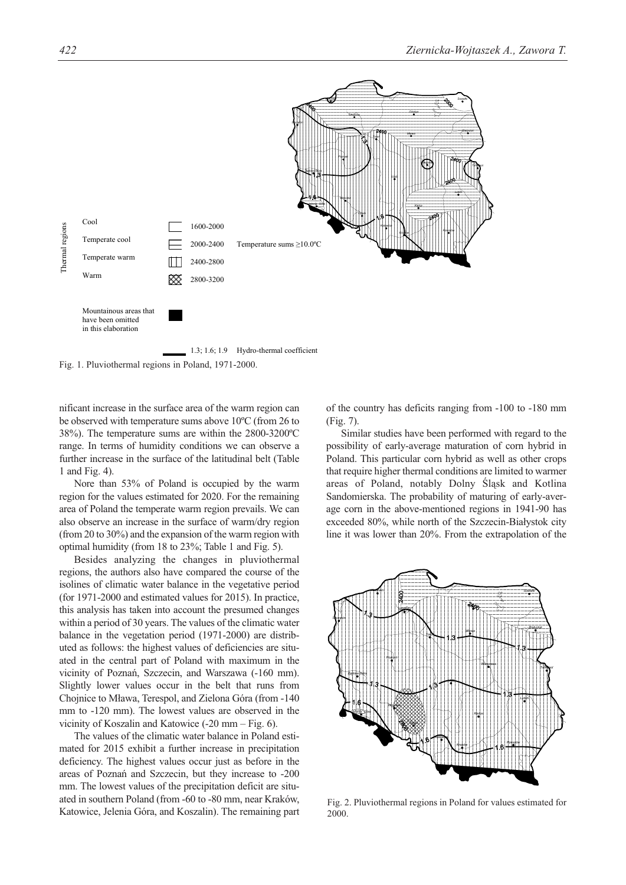Thermal regions

| | | |
|---|---|---|
| Cool | 1600-2000 | Temperature sums ≥10.0ºC |
| Temperate cool | 2000-2400 | |
| Temperate warm | 2400-2800 | |
| Warm | 2800-3200 | |

Mountainous areas that have been omitted in this elaboration

1.3; 1.6; 1.9 Hydro-thermal coefficient

Fig. 1. Pluviothermal regions in Poland, 1971-2000.

nificant increase in the surface area of the warm region can be observed with temperature sums above 10ºC (from 26 to 38%). The temperature sums are within the 2800-3200ºC range. In terms of humidity conditions we can observe a further increase in the surface of the latitudinal belt (Table 1 and Fig. 4).

Nore than 53% of Poland is occupied by the warm region for the values estimated for 2020. For the remaining area of Poland the temperate warm region prevails. We can also observe an increase in the surface of warm/dry region (from 20 to 30%) and the expansion of the warm region with optimal humidity (from 18 to 23%; Table 1 and Fig. 5).

Besides analyzing the changes in pluviothermal regions, the authors also have compared the course of the isolines of climatic water balance in the vegetative period (for 1971-2000 and estimated values for 2015). In practice, this analysis has taken into account the presumed changes within a period of 30 years. The values of the climatic water balance in the vegetation period (1971-2000) are distributed as follows: the highest values of deficiencies are situated in the central part of Poland with maximum in the vicinity of Poznań, Szczecin, and Warszawa (-160 mm). Slightly lower values occur in the belt that runs from Chojnice to Mława, Terespol, and Zielona Góra (from -140 mm to -120 mm). The lowest values are observed in the vicinity of Koszalin and Katowice (-20 mm – Fig. 6).

The values of the climatic water balance in Poland estimated for 2015 exhibit a further increase in precipitation deficiency. The highest values occur just as before in the areas of Poznań and Szczecin, but they increase to -200 mm. The lowest values of the precipitation deficit are situated in southern Poland (from -60 to -80 mm, near Kraków, Katowice, Jelenia Góra, and Koszalin). The remaining part of the country has deficits ranging from -100 to -180 mm (Fig. 7).

Similar studies have been performed with regard to the possibility of early-average maturation of corn hybrid in Poland. This particular corn hybrid as well as other crops that require higher thermal conditions are limited to warmer areas of Poland, notably Dolny Śląsk and Kotlina Sandomierska. The probability of maturing of early-average corn in the above-mentioned regions in 1941-90 has exceeded 80%, while north of the Szczecin-Białystok city line it was lower than 20%. From the extrapolation of the

Fig. 2. Pluviothermal regions in Poland for values estimated for 2000.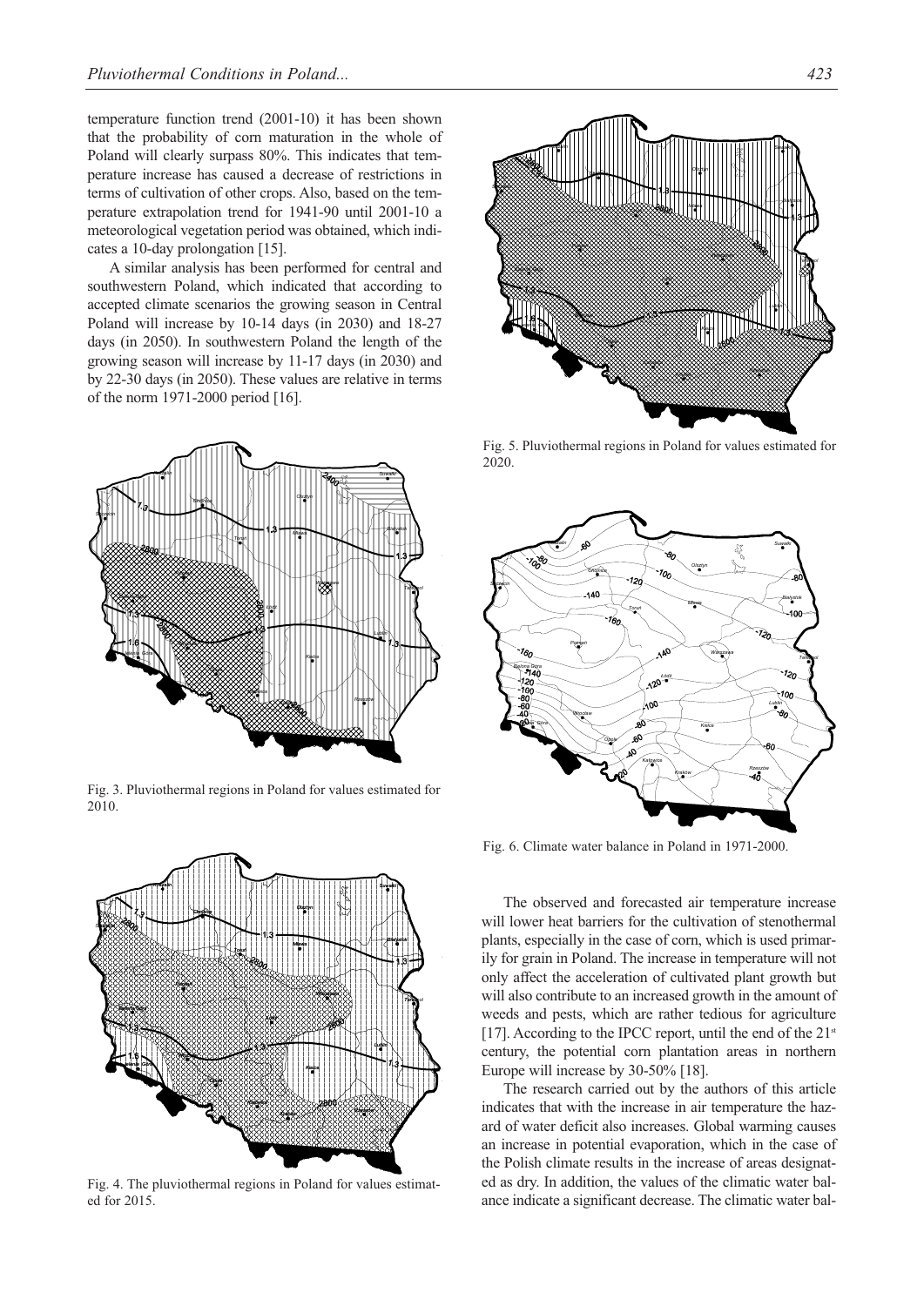temperature function trend (2001-10) it has been shown that the probability of corn maturation in the whole of Poland will clearly surpass 80%. This indicates that temperature increase has caused a decrease of restrictions in terms of cultivation of other crops. Also, based on the temperature extrapolation trend for 1941-90 until 2001-10 a meteorological vegetation period was obtained, which indicates a 10-day prolongation [15].

A similar analysis has been performed for central and southwestern Poland, which indicated that according to accepted climate scenarios the growing season in Central Poland will increase by 10-14 days (in 2030) and 18-27 days (in 2050). In southwestern Poland the length of the growing season will increase by 11-17 days (in 2030) and by 22-30 days (in 2050). These values are relative in terms of the norm 1971-2000 period [16].

Fig. 3. Pluviothermal regions in Poland for values estimated for 2010.

Fig. 4. The pluviothermal regions in Poland for values estimated for 2015.

Fig. 5. Pluviothermal regions in Poland for values estimated for 2020.

Fig. 6. Climate water balance in Poland in 1971-2000.

The observed and forecasted air temperature increase will lower heat barriers for the cultivation of stenothermal plants, especially in the case of corn, which is used primarily for grain in Poland. The increase in temperature will not only affect the acceleration of cultivated plant growth but will also contribute to an increased growth in the amount of weeds and pests, which are rather tedious for agriculture [17]. According to the IPCC report, until the end of the 21st century, the potential corn plantation areas in northern Europe will increase by 30-50% [18].

The research carried out by the authors of this article indicates that with the increase in air temperature the hazard of water deficit also increases. Global warming causes an increase in potential evaporation, which in the case of the Polish climate results in the increase of areas designated as dry. In addition, the values of the climatic water balance indicate a significant decrease. The climatic water bal-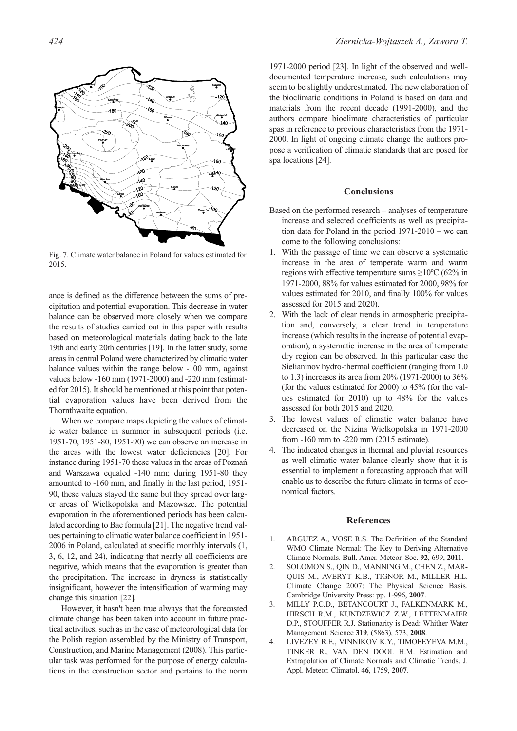Fig. 7. Climate water balance in Poland for values estimated for 2015.

ance is defined as the difference between the sums of precipitation and potential evaporation. This decrease in water balance can be observed more closely when we compare the results of studies carried out in this paper with results based on meteorological materials dating back to the late 19th and early 20th centuries [19]. In the latter study, some areas in central Poland were characterized by climatic water balance values within the range below -100 mm, against values below -160 mm (1971-2000) and -220 mm (estimated for 2015). It should be mentioned at this point that potential evaporation values have been derived from the Thornthwaite equation.

When we compare maps depicting the values of climatic water balance in summer in subsequent periods (i.e. 1951-70, 1951-80, 1951-90) we can observe an increase in the areas with the lowest water deficiencies [20]. For instance during 1951-70 these values in the areas of Poznań and Warszawa equaled -140 mm; during 1951-80 they amounted to -160 mm, and finally in the last period, 1951-90, these values stayed the same but they spread over larger areas of Wielkopolska and Mazowsze. The potential evaporation in the aforementioned periods has been calculated according to Bac formula [21]. The negative trend values pertaining to climatic water balance coefficient in 1951-2006 in Poland, calculated at specific monthly intervals (1, 3, 6, 12, and 24), indicating that nearly all coefficients are negative, which means that the evaporation is greater than the precipitation. The increase in dryness is statistically insignificant, however the intensification of warming may change this situation [22].

However, it hasn't been true always that the forecasted climate change has been taken into account in future practical activities, such as in the case of meteorological data for the Polish region assembled by the Ministry of Transport, Construction, and Marine Management (2008). This particular task was performed for the purpose of energy calculations in the construction sector and pertains to the norm 1971-2000 period [23]. In light of the observed and well-documented temperature increase, such calculations may seem to be slightly underestimated. The new elaboration of the bioclimatic conditions in Poland is based on data and materials from the recent decade (1991-2000), and the authors compare bioclimate characteristics of particular spas in reference to previous characteristics from the 1971-2000. In light of ongoing climate change the authors propose a verification of climatic standards that are posed for spa locations [24].

## Conclusions

Based on the performed research – analyses of temperature increase and selected coefficients as well as precipitation data for Poland in the period 1971-2010 – we can come to the following conclusions:

1. With the passage of time we can observe a systematic increase in the area of temperate warm and warm regions with effective temperature sums ≥10ºC (62% in 1971-2000, 88% for values estimated for 2000, 98% for values estimated for 2010, and finally 100% for values assessed for 2015 and 2020).
2. With the lack of clear trends in atmospheric precipitation and, conversely, a clear trend in temperature increase (which results in the increase of potential evaporation), a systematic increase in the area of temperate dry region can be observed. In this particular case the Sielianinov hydro-thermal coefficient (ranging from 1.0 to 1.3) increases its area from 20% (1971-2000) to 36% (for the values estimated for 2000) to 45% (for the values estimated for 2010) up to 48% for the values assessed for both 2015 and 2020.
3. The lowest values of climatic water balance have decreased on the Nizina Wielkopolska in 1971-2000 from -160 mm to -220 mm (2015 estimate).
4. The indicated changes in thermal and pluvial resources as well climatic water balance clearly show that it is essential to implement a forecasting approach that will enable us to describe the future climate in terms of economical factors.

## References

1. ARGUEZ A., VOSE R.S. The Definition of the Standard WMO Climate Normal: The Key to Deriving Alternative Climate Normals. Bull. Amer. Meteor. Soc. **92**, 699, **2011**.
2. SOLOMON S., QIN D., MANNING M., CHEN Z., MARQUIS M., AVERYT K.B., TIGNOR M., MILLER H.L. Climate Change 2007: The Physical Science Basis. Cambridge University Press: pp. 1-996, **2007**.
3. MILLY P.C.D., BETANCOURT J., FALKENMARK M., HIRSCH R.M., KUNDZEWICZ Z.W., LETTENMAIER D.P., STOUFFER R.J. Stationarity is Dead: Whither Water Management. Science **319**, (5863), 573, **2008**.
4. LIVEZEY R.E., VINNIKOV K.Y., TIMOFEYEVA M.M., TINKER R., VAN DEN DOOL H.M. Estimation and Extrapolation of Climate Normals and Climatic Trends. J. Appl. Meteor. Climatol. **46**, 1759, **2007**.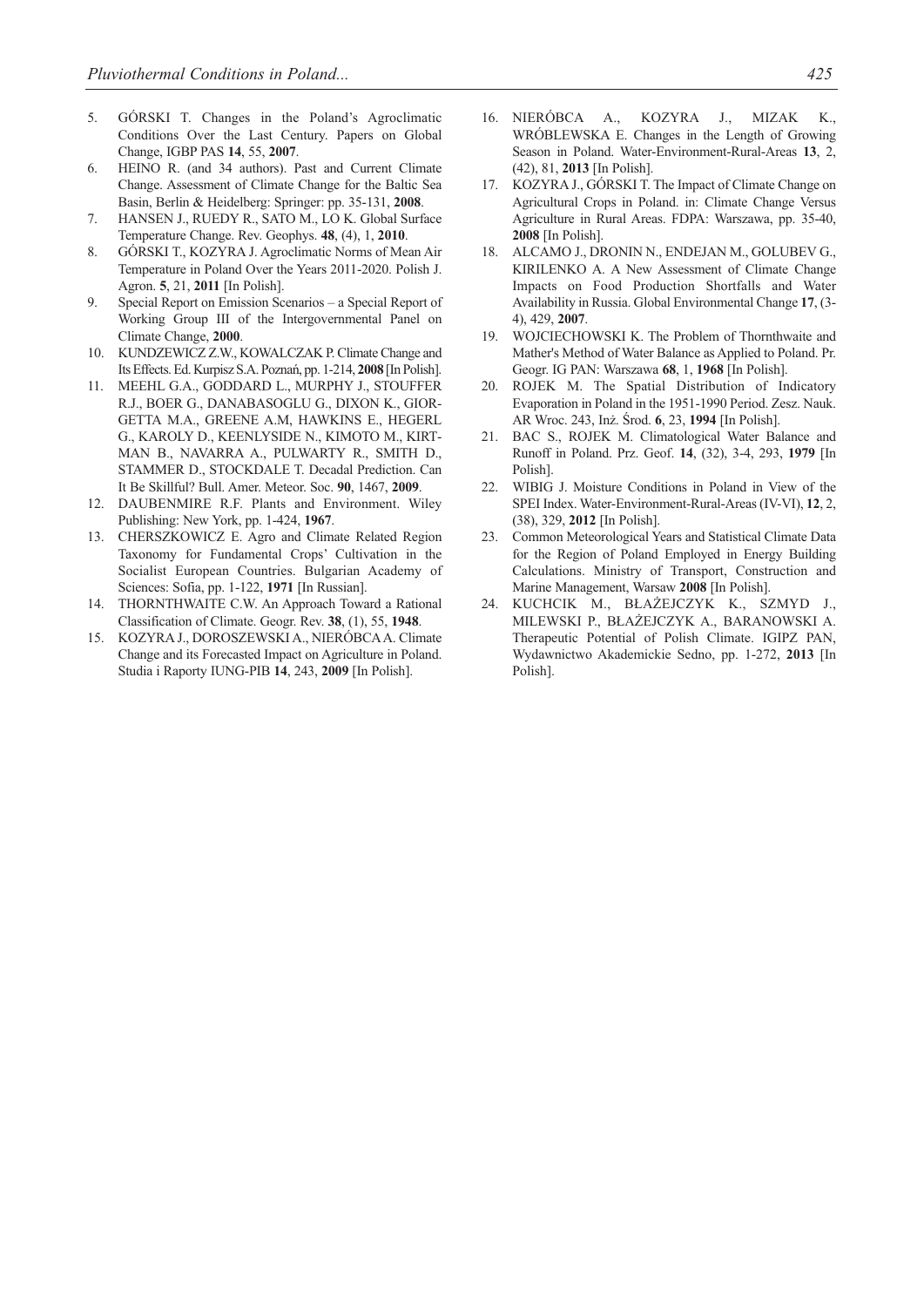5. GÓRSKI T. Changes in the Poland's Agroclimatic Conditions Over the Last Century. Papers on Global Change, IGBP PAS **14**, 55, **2007**.
6. HEINO R. (and 34 authors). Past and Current Climate Change. Assessment of Climate Change for the Baltic Sea Basin, Berlin & Heidelberg: Springer: pp. 35-131, **2008**.
7. HANSEN J., RUEDY R., SATO M., LO K. Global Surface Temperature Change. Rev. Geophys. **48**, (4), 1, **2010**.
8. GÓRSKI T., KOZYRA J. Agroclimatic Norms of Mean Air Temperature in Poland Over the Years 2011-2020. Polish J. Agron. **5**, 21, **2011** [In Polish].
9. Special Report on Emission Scenarios – a Special Report of Working Group III of the Intergovernmental Panel on Climate Change, **2000**.
10. KUNDZEWICZ Z.W., KOWALCZAK P. Climate Change and Its Effects. Ed. Kurpisz S.A. Poznań, pp. 1-214, **2008** [In Polish].
11. MEEHL G.A., GODDARD L., MURPHY J., STOUFFER R.J., BOER G., DANABASOGLU G., DIXON K., GIORGETTA M.A., GREENE A.M, HAWKINS E., HEGERL G., KAROLY D., KEENLYSIDE N., KIMOTO M., KIRTMAN B., NAVARRA A., PULWARTY R., SMITH D., STAMMER D., STOCKDALE T. Decadal Prediction. Can It Be Skillful? Bull. Amer. Meteor. Soc. **90**, 1467, **2009**.
12. DAUBENMIRE R.F. Plants and Environment. Wiley Publishing: New York, pp. 1-424, **1967**.
13. CHERSZKOWICZ E. Agro and Climate Related Region Taxonomy for Fundamental Crops' Cultivation in the Socialist European Countries. Bulgarian Academy of Sciences: Sofia, pp. 1-122, **1971** [In Russian].
14. THORNTHWAITE C.W. An Approach Toward a Rational Classification of Climate. Geogr. Rev. **38**, (1), 55, **1948**.
15. KOZYRA J., DOROSZEWSKI A., NIERÓBCA A. Climate Change and its Forecasted Impact on Agriculture in Poland. Studia i Raporty IUNG-PIB **14**, 243, **2009** [In Polish].
16. NIERÓBCA A., KOZYRA J., MIZAK K., WRÓBLEWSKA E. Changes in the Length of Growing Season in Poland. Water-Environment-Rural-Areas **13**, 2, (42), 81, **2013** [In Polish].
17. KOZYRA J., GÓRSKI T. The Impact of Climate Change on Agricultural Crops in Poland. in: Climate Change Versus Agriculture in Rural Areas. FDPA: Warszawa, pp. 35-40, **2008** [In Polish].
18. ALCAMO J., DRONIN N., ENDEJAN M., GOLUBEV G., KIRILENKO A. A New Assessment of Climate Change Impacts on Food Production Shortfalls and Water Availability in Russia. Global Environmental Change **17**, (3-4), 429, **2007**.
19. WOJCIECHOWSKI K. The Problem of Thornthwaite and Mather's Method of Water Balance as Applied to Poland. Pr. Geogr. IG PAN: Warszawa **68**, 1, **1968** [In Polish].
20. ROJEK M. The Spatial Distribution of Indicatory Evaporation in Poland in the 1951-1990 Period. Zesz. Nauk. AR Wroc. 243, Inż. Środ. **6**, 23, **1994** [In Polish].
21. BAC S., ROJEK M. Climatological Water Balance and Runoff in Poland. Prz. Geof. **14**, (32), 3-4, 293, **1979** [In Polish].
22. WIBIG J. Moisture Conditions in Poland in View of the SPEI Index. Water-Environment-Rural-Areas (IV-VI), **12**, 2, (38), 329, **2012** [In Polish].
23. Common Meteorological Years and Statistical Climate Data for the Region of Poland Employed in Energy Building Calculations. Ministry of Transport, Construction and Marine Management, Warsaw **2008** [In Polish].
24. KUCHCIK M., BŁAŻEJCZYK K., SZMYD J., MILEWSKI P., BŁAŻEJCZYK A., BARANOWSKI A. Therapeutic Potential of Polish Climate. IGIPZ PAN, Wydawnictwo Akademickie Sedno, pp. 1-272, **2013** [In Polish].